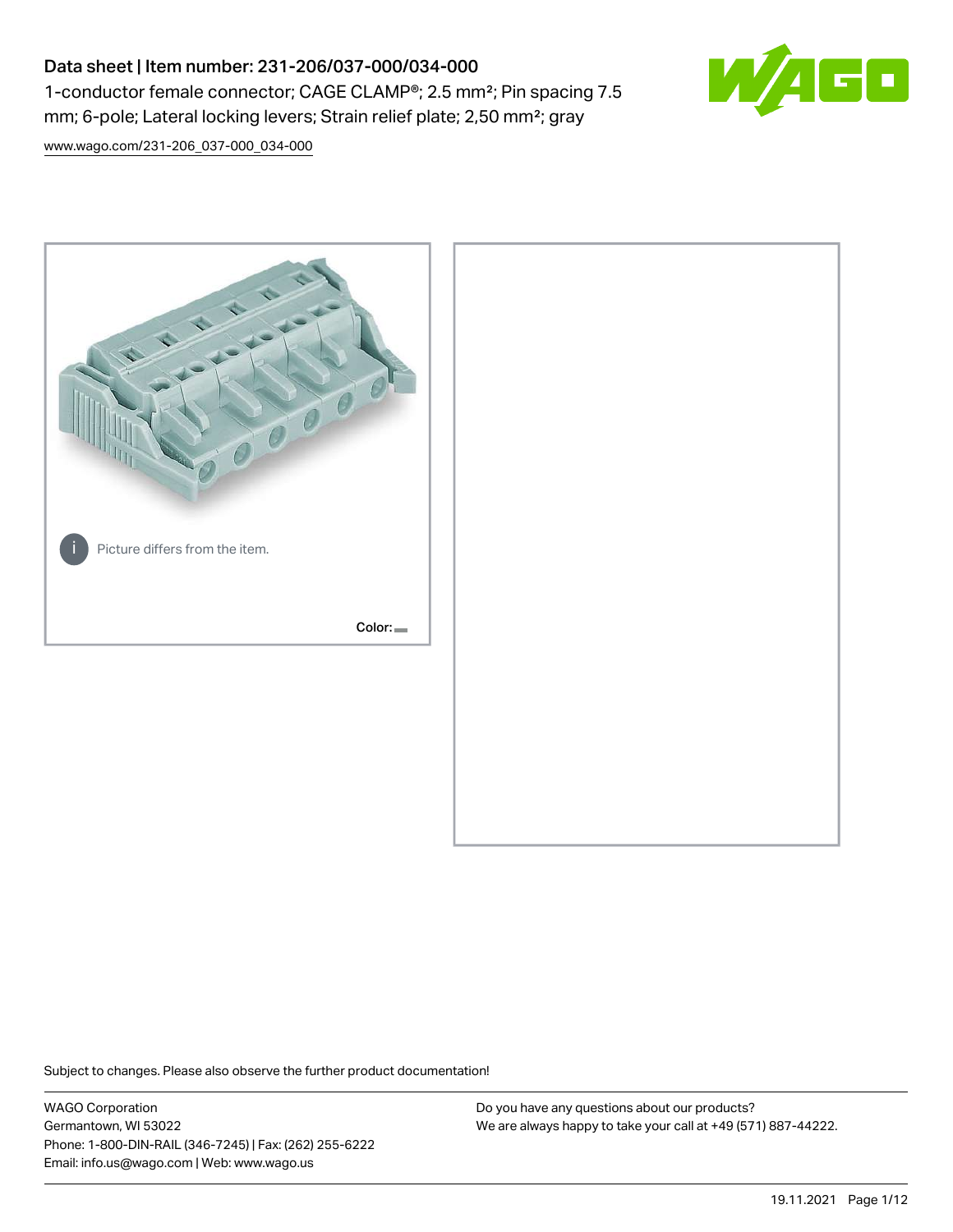# Data sheet | Item number: 231-206/037-000/034-000

1-conductor female connector; CAGE CLAMP®; 2.5 mm²; Pin spacing 7.5 mm; 6-pole; Lateral locking levers; Strain relief plate; 2,50 mm²; gray

www.wago.com/231-206_037-000_034-000

Picture differs from the item.

Color:

Subject to changes. Please also observe the further product documentation!

WAGO Corporation
Germantown, WI 53022
Phone: 1-800-DIN-RAIL (346-7245) | Fax: (262) 255-6222
Email: info.us@wago.com | Web: www.wago.us

Do you have any questions about our products?
We are always happy to take your call at +49 (571) 887-44222.

19.11.2021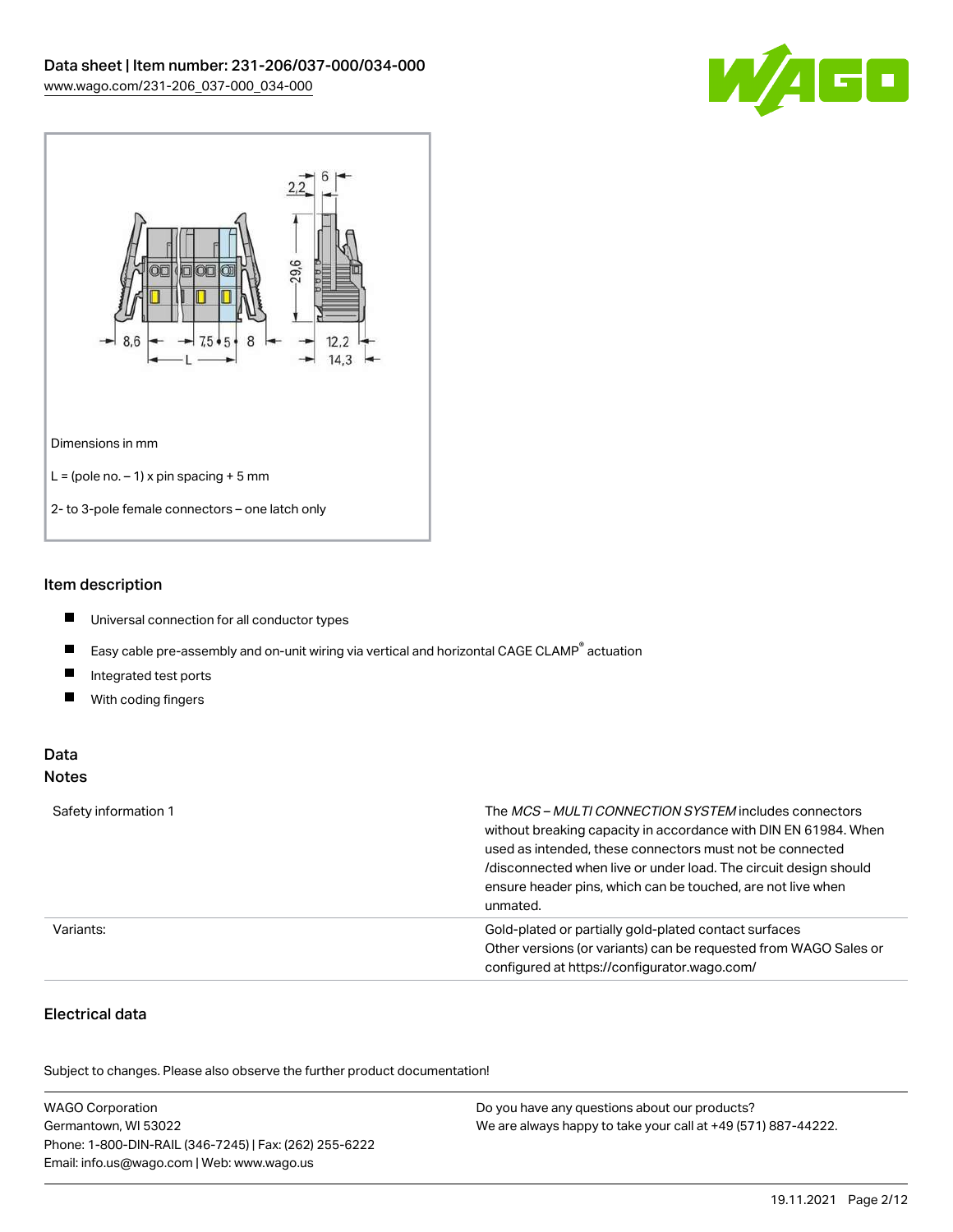Dimensions in mm

L = (pole no. – 1) x pin spacing + 5 mm

2- to 3-pole female connectors – one latch only

## Item description

- Universal connection for all conductor types
- Easy cable pre-assembly and on-unit wiring via vertical and horizontal CAGE CLAMP® actuation
- Integrated test ports
- With coding fingers

## Data

### Notes

| | |
|---|---|
| Safety information 1 | The *MCS – MULTI CONNECTION SYSTEM* includes connectors without breaking capacity in accordance with DIN EN 61984. When used as intended, these connectors must not be connected /disconnected when live or under load. The circuit design should ensure header pins, which can be touched, are not live when unmated. |
| Variants: | Gold-plated or partially gold-plated contact surfaces<br>Other versions (or variants) can be requested from WAGO Sales or configured at https://configurator.wago.com/ |

### Electrical data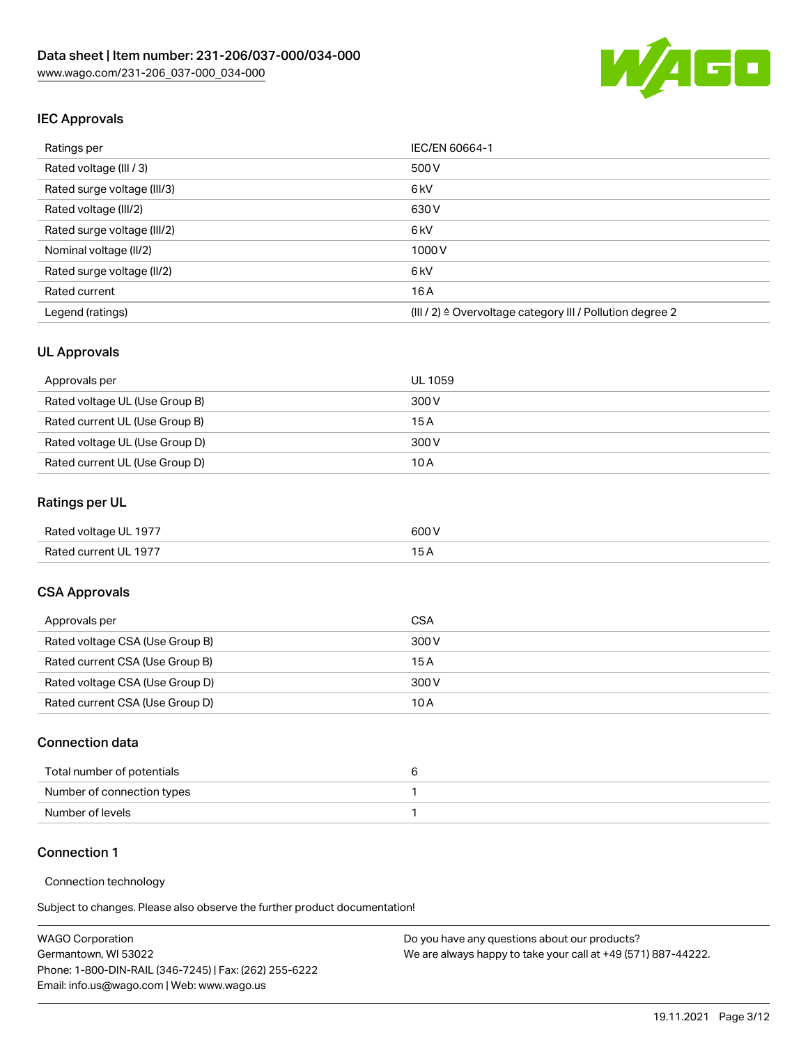## IEC Approvals

| | |
|---|---|
| Ratings per | IEC/EN 60664-1 |
| Rated voltage (III / 3) | 500 V |
| Rated surge voltage (III/3) | 6 kV |
| Rated voltage (III/2) | 630 V |
| Rated surge voltage (III/2) | 6 kV |
| Nominal voltage (II/2) | 1000 V |
| Rated surge voltage (II/2) | 6 kV |
| Rated current | 16 A |
| Legend (ratings) | (III / 2) ≙ Overvoltage category III / Pollution degree 2 |

## UL Approvals

| | |
|---|---|
| Approvals per | UL 1059 |
| Rated voltage UL (Use Group B) | 300 V |
| Rated current UL (Use Group B) | 15 A |
| Rated voltage UL (Use Group D) | 300 V |
| Rated current UL (Use Group D) | 10 A |

## Ratings per UL

| | |
|---|---|
| Rated voltage UL 1977 | 600 V |
| Rated current UL 1977 | 15 A |

## CSA Approvals

| | |
|---|---|
| Approvals per | CSA |
| Rated voltage CSA (Use Group B) | 300 V |
| Rated current CSA (Use Group B) | 15 A |
| Rated voltage CSA (Use Group D) | 300 V |
| Rated current CSA (Use Group D) | 10 A |

## Connection data

| | |
|---|---|
| Total number of potentials | 6 |
| Number of connection types | 1 |
| Number of levels | 1 |

## Connection 1

Connection technology

Subject to changes. Please also observe the further product documentation!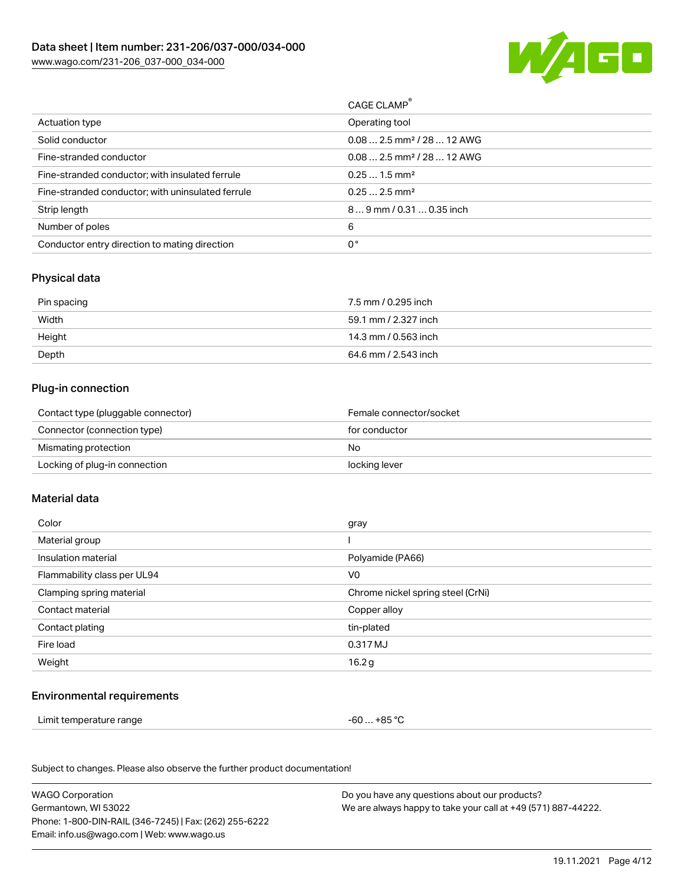| | |
|---|---|
| | CAGE CLAMP® |
| Actuation type | Operating tool |
| Solid conductor | 0.08 … 2.5 mm² / 28 … 12 AWG |
| Fine-stranded conductor | 0.08 … 2.5 mm² / 28 … 12 AWG |
| Fine-stranded conductor; with insulated ferrule | 0.25 … 1.5 mm² |
| Fine-stranded conductor; with uninsulated ferrule | 0.25 … 2.5 mm² |
| Strip length | 8 … 9 mm / 0.31 … 0.35 inch |
| Number of poles | 6 |
| Conductor entry direction to mating direction | 0° |

## Physical data

| | |
|---|---|
| Pin spacing | 7.5 mm / 0.295 inch |
| Width | 59.1 mm / 2.327 inch |
| Height | 14.3 mm / 0.563 inch |
| Depth | 64.6 mm / 2.543 inch |

## Plug-in connection

| | |
|---|---|
| Contact type (pluggable connector) | Female connector/socket |
| Connector (connection type) | for conductor |
| Mismating protection | No |
| Locking of plug-in connection | locking lever |

## Material data

| | |
|---|---|
| Color | gray |
| Material group | I |
| Insulation material | Polyamide (PA66) |
| Flammability class per UL94 | V0 |
| Clamping spring material | Chrome nickel spring steel (CrNi) |
| Contact material | Copper alloy |
| Contact plating | tin-plated |
| Fire load | 0.317 MJ |
| Weight | 16.2 g |

## Environmental requirements

| | |
|---|---|
| Limit temperature range | -60 … +85 °C |

Subject to changes. Please also observe the further product documentation!

WAGO Corporation
Germantown, WI 53022
Phone: 1-800-DIN-RAIL (346-7245) | Fax: (262) 255-6222
Email: info.us@wago.com | Web: www.wago.us

Do you have any questions about our products?
We are always happy to take your call at +49 (571) 887-44222.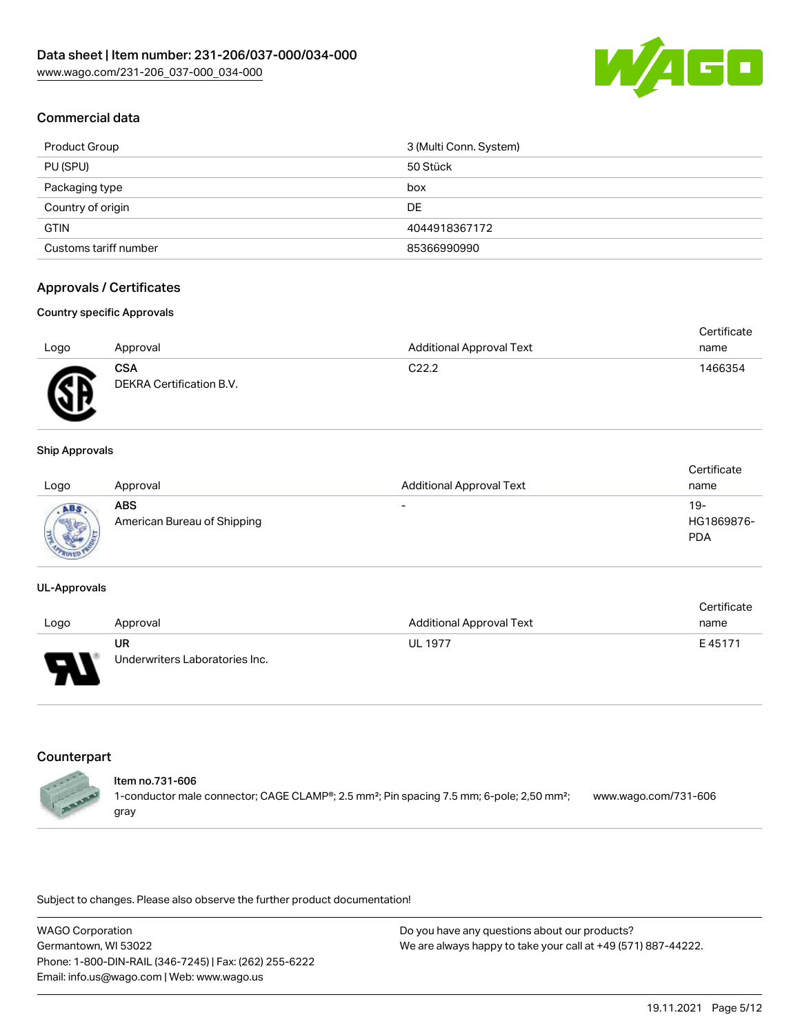## Commercial data

| | |
|---|---|
| Product Group | 3 (Multi Conn. System) |
| PU (SPU) | 50 Stück |
| Packaging type | box |
| Country of origin | DE |
| GTIN | 4044918367172 |
| Customs tariff number | 85366990990 |

## Approvals / Certificates

### Country specific Approvals

| Logo | Approval | Additional Approval Text | Certificate name |
|---|---|---|---|
| | **CSA** DEKRA Certification B.V. | C22.2 | 1466354 |

### Ship Approvals

| Logo | Approval | Additional Approval Text | Certificate name |
|---|---|---|---|
| | **ABS** American Bureau of Shipping | - | 19-HG1869876-PDA |

### UL-Approvals

| Logo | Approval | Additional Approval Text | Certificate name |
|---|---|---|---|
| | **UR** Underwriters Laboratories Inc. | UL 1977 | E 45171 |

## Counterpart

**Item no.731-606**
1-conductor male connector; CAGE CLAMP®; 2.5 mm²; Pin spacing 7.5 mm; 6-pole; 2,50 mm²; gray
www.wago.com/731-606

Subject to changes. Please also observe the further product documentation!

WAGO Corporation
Germantown, WI 53022
Phone: 1-800-DIN-RAIL (346-7245) | Fax: (262) 255-6222
Email: info.us@wago.com | Web: www.wago.us

Do you have any questions about our products?
We are always happy to take your call at +49 (571) 887-44222.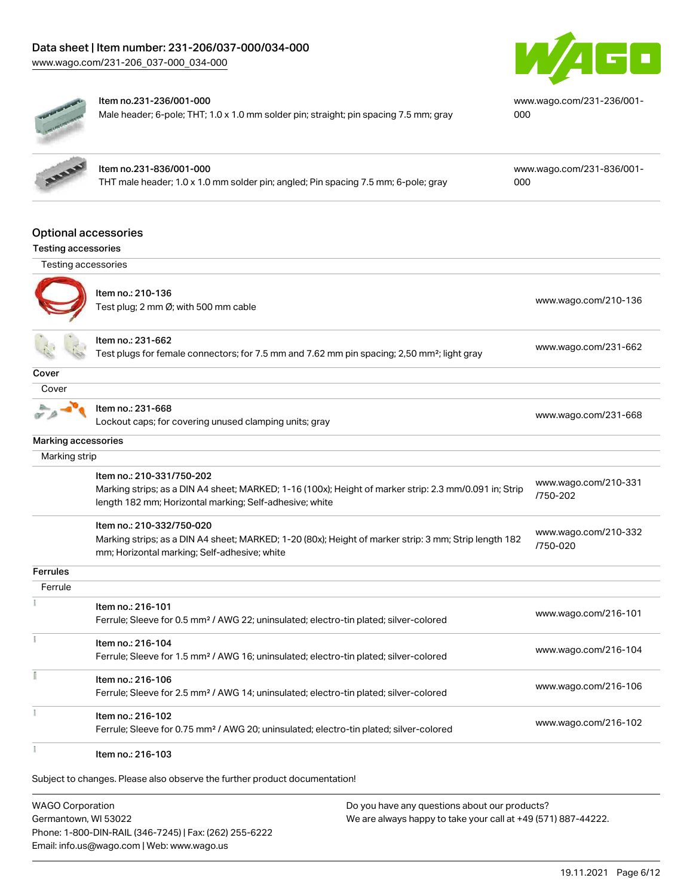| | | |
|---|---|---|
| | **Item no.231-236/001-000**<br>Male header; 6-pole; THT; 1.0 x 1.0 mm solder pin; straight; pin spacing 7.5 mm; gray | www.wago.com/231-236/001-000 |
| | **Item no.231-836/001-000**<br>THT male header; 1.0 x 1.0 mm solder pin; angled; Pin spacing 7.5 mm; 6-pole; gray | www.wago.com/231-836/001-000 |

## Optional accessories

### Testing accessories

| Testing accessories | | |
|---|---|---|
| | Item no.: 210-136<br>Test plug; 2 mm Ø; with 500 mm cable | www.wago.com/210-136 |
| | Item no.: 231-662<br>Test plugs for female connectors; for 7.5 mm and 7.62 mm pin spacing; 2,50 mm²; light gray | www.wago.com/231-662 |

### Cover

| Cover | | |
|---|---|---|
| | Item no.: 231-668<br>Lockout caps; for covering unused clamping units; gray | www.wago.com/231-668 |

### Marking accessories

| Marking strip | | |
|---|---|---|
| | Item no.: 210-331/750-202<br>Marking strips; as a DIN A4 sheet; MARKED; 1-16 (100x); Height of marker strip: 2.3 mm/0.091 in; Strip length 182 mm; Horizontal marking; Self-adhesive; white | www.wago.com/210-331/750-202 |
| | Item no.: 210-332/750-020<br>Marking strips; as a DIN A4 sheet; MARKED; 1-20 (80x); Height of marker strip: 3 mm; Strip length 182 mm; Horizontal marking; Self-adhesive; white | www.wago.com/210-332/750-020 |

### Ferrules

| Ferrule | | |
|---|---|---|
| | Item no.: 216-101<br>Ferrule; Sleeve for 0.5 mm² / AWG 22; uninsulated; electro-tin plated; silver-colored | www.wago.com/216-101 |
| | Item no.: 216-104<br>Ferrule; Sleeve for 1.5 mm² / AWG 16; uninsulated; electro-tin plated; silver-colored | www.wago.com/216-104 |
| | Item no.: 216-106<br>Ferrule; Sleeve for 2.5 mm² / AWG 14; uninsulated; electro-tin plated; silver-colored | www.wago.com/216-106 |
| | Item no.: 216-102<br>Ferrule; Sleeve for 0.75 mm² / AWG 20; uninsulated; electro-tin plated; silver-colored | www.wago.com/216-102 |
| | Item no.: 216-103 | |

Subject to changes. Please also observe the further product documentation!

WAGO Corporation
Germantown, WI 53022
Phone: 1-800-DIN-RAIL (346-7245) | Fax: (262) 255-6222
Email: info.us@wago.com | Web: www.wago.us

Do you have any questions about our products?
We are always happy to take your call at +49 (571) 887-44222.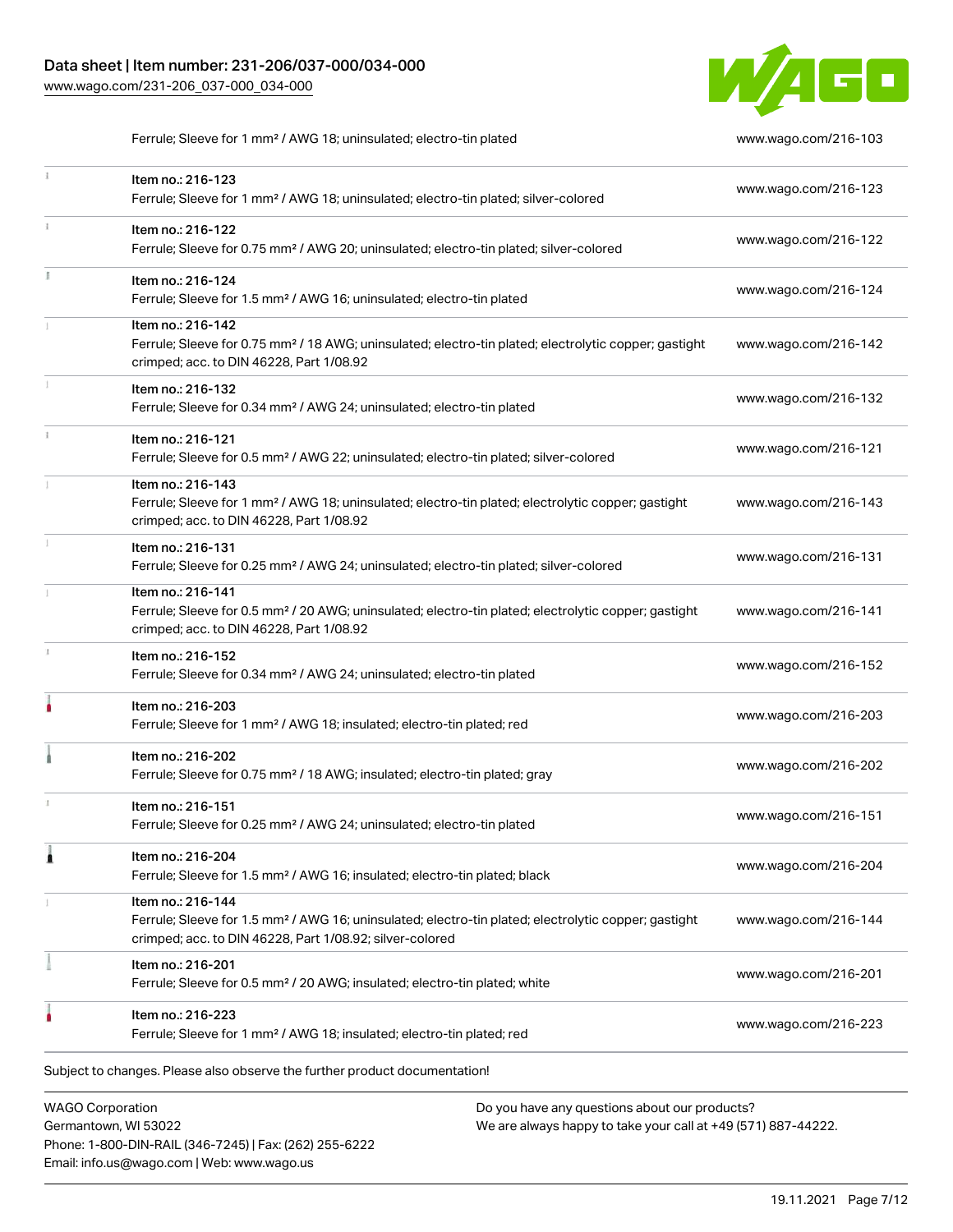| | | |
|---|---|---|
| | Ferrule; Sleeve for 1 mm² / AWG 18; uninsulated; electro-tin plated | www.wago.com/216-103 |
| | Item no.: 216-123<br>Ferrule; Sleeve for 1 mm² / AWG 18; uninsulated; electro-tin plated; silver-colored | www.wago.com/216-123 |
| | Item no.: 216-122<br>Ferrule; Sleeve for 0.75 mm² / AWG 20; uninsulated; electro-tin plated; silver-colored | www.wago.com/216-122 |
| | Item no.: 216-124<br>Ferrule; Sleeve for 1.5 mm² / AWG 16; uninsulated; electro-tin plated | www.wago.com/216-124 |
| | Item no.: 216-142<br>Ferrule; Sleeve for 0.75 mm² / 18 AWG; uninsulated; electro-tin plated; electrolytic copper; gastight crimped; acc. to DIN 46228, Part 1/08.92 | www.wago.com/216-142 |
| | Item no.: 216-132<br>Ferrule; Sleeve for 0.34 mm² / AWG 24; uninsulated; electro-tin plated | www.wago.com/216-132 |
| | Item no.: 216-121<br>Ferrule; Sleeve for 0.5 mm² / AWG 22; uninsulated; electro-tin plated; silver-colored | www.wago.com/216-121 |
| | Item no.: 216-143<br>Ferrule; Sleeve for 1 mm² / AWG 18; uninsulated; electro-tin plated; electrolytic copper; gastight crimped; acc. to DIN 46228, Part 1/08.92 | www.wago.com/216-143 |
| | Item no.: 216-131<br>Ferrule; Sleeve for 0.25 mm² / AWG 24; uninsulated; electro-tin plated; silver-colored | www.wago.com/216-131 |
| | Item no.: 216-141<br>Ferrule; Sleeve for 0.5 mm² / 20 AWG; uninsulated; electro-tin plated; electrolytic copper; gastight crimped; acc. to DIN 46228, Part 1/08.92 | www.wago.com/216-141 |
| | Item no.: 216-152<br>Ferrule; Sleeve for 0.34 mm² / AWG 24; uninsulated; electro-tin plated | www.wago.com/216-152 |
| | Item no.: 216-203<br>Ferrule; Sleeve for 1 mm² / AWG 18; insulated; electro-tin plated; red | www.wago.com/216-203 |
| | Item no.: 216-202<br>Ferrule; Sleeve for 0.75 mm² / 18 AWG; insulated; electro-tin plated; gray | www.wago.com/216-202 |
| | Item no.: 216-151<br>Ferrule; Sleeve for 0.25 mm² / AWG 24; uninsulated; electro-tin plated | www.wago.com/216-151 |
| | Item no.: 216-204<br>Ferrule; Sleeve for 1.5 mm² / AWG 16; insulated; electro-tin plated; black | www.wago.com/216-204 |
| | Item no.: 216-144<br>Ferrule; Sleeve for 1.5 mm² / AWG 16; uninsulated; electro-tin plated; electrolytic copper; gastight crimped; acc. to DIN 46228, Part 1/08.92; silver-colored | www.wago.com/216-144 |
| | Item no.: 216-201<br>Ferrule; Sleeve for 0.5 mm² / 20 AWG; insulated; electro-tin plated; white | www.wago.com/216-201 |
| | Item no.: 216-223<br>Ferrule; Sleeve for 1 mm² / AWG 18; insulated; electro-tin plated; red | www.wago.com/216-223 |

Subject to changes. Please also observe the further product documentation!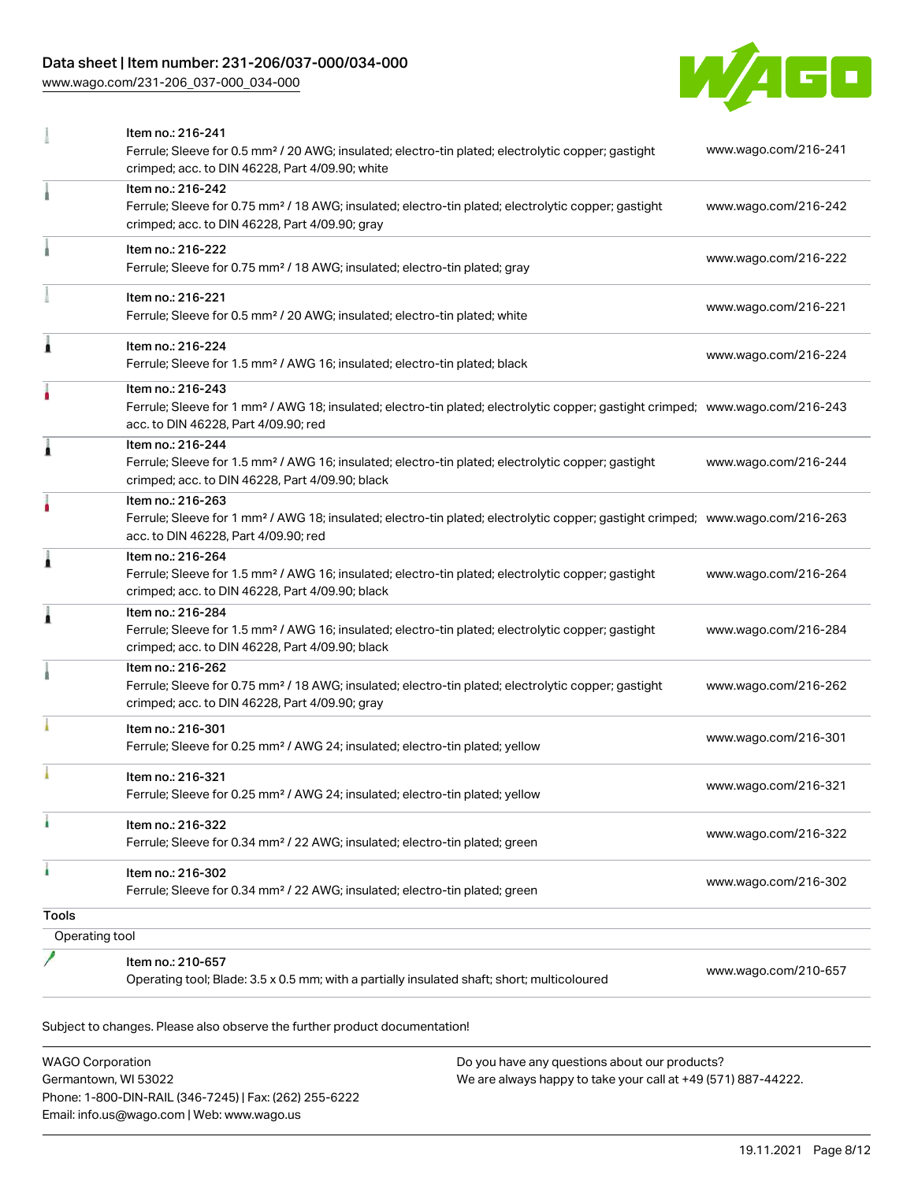| | | |
|---|---|---|
| | Item no.: 216-241<br>Ferrule; Sleeve for 0.5 mm² / 20 AWG; insulated; electro-tin plated; electrolytic copper; gastight crimped; acc. to DIN 46228, Part 4/09.90; white | www.wago.com/216-241 |
| | Item no.: 216-242<br>Ferrule; Sleeve for 0.75 mm² / 18 AWG; insulated; electro-tin plated; electrolytic copper; gastight crimped; acc. to DIN 46228, Part 4/09.90; gray | www.wago.com/216-242 |
| | Item no.: 216-222<br>Ferrule; Sleeve for 0.75 mm² / 18 AWG; insulated; electro-tin plated; gray | www.wago.com/216-222 |
| | Item no.: 216-221<br>Ferrule; Sleeve for 0.5 mm² / 20 AWG; insulated; electro-tin plated; white | www.wago.com/216-221 |
| | Item no.: 216-224<br>Ferrule; Sleeve for 1.5 mm² / AWG 16; insulated; electro-tin plated; black | www.wago.com/216-224 |
| | Item no.: 216-243<br>Ferrule; Sleeve for 1 mm² / AWG 18; insulated; electro-tin plated; electrolytic copper; gastight crimped; acc. to DIN 46228, Part 4/09.90; red | www.wago.com/216-243 |
| | Item no.: 216-244<br>Ferrule; Sleeve for 1.5 mm² / AWG 16; insulated; electro-tin plated; electrolytic copper; gastight crimped; acc. to DIN 46228, Part 4/09.90; black | www.wago.com/216-244 |
| | Item no.: 216-263<br>Ferrule; Sleeve for 1 mm² / AWG 18; insulated; electro-tin plated; electrolytic copper; gastight crimped; acc. to DIN 46228, Part 4/09.90; red | www.wago.com/216-263 |
| | Item no.: 216-264<br>Ferrule; Sleeve for 1.5 mm² / AWG 16; insulated; electro-tin plated; electrolytic copper; gastight crimped; acc. to DIN 46228, Part 4/09.90; black | www.wago.com/216-264 |
| | Item no.: 216-284<br>Ferrule; Sleeve for 1.5 mm² / AWG 16; insulated; electro-tin plated; electrolytic copper; gastight crimped; acc. to DIN 46228, Part 4/09.90; black | www.wago.com/216-284 |
| | Item no.: 216-262<br>Ferrule; Sleeve for 0.75 mm² / 18 AWG; insulated; electro-tin plated; electrolytic copper; gastight crimped; acc. to DIN 46228, Part 4/09.90; gray | www.wago.com/216-262 |
| | Item no.: 216-301<br>Ferrule; Sleeve for 0.25 mm² / AWG 24; insulated; electro-tin plated; yellow | www.wago.com/216-301 |
| | Item no.: 216-321<br>Ferrule; Sleeve for 0.25 mm² / AWG 24; insulated; electro-tin plated; yellow | www.wago.com/216-321 |
| | Item no.: 216-322<br>Ferrule; Sleeve for 0.34 mm² / 22 AWG; insulated; electro-tin plated; green | www.wago.com/216-322 |
| | Item no.: 216-302<br>Ferrule; Sleeve for 0.34 mm² / 22 AWG; insulated; electro-tin plated; green | www.wago.com/216-302 |

**Tools**

Operating tool

| | | |
|---|---|---|
| | Item no.: 210-657<br>Operating tool; Blade: 3.5 x 0.5 mm; with a partially insulated shaft; short; multicoloured | www.wago.com/210-657 |

Subject to changes. Please also observe the further product documentation!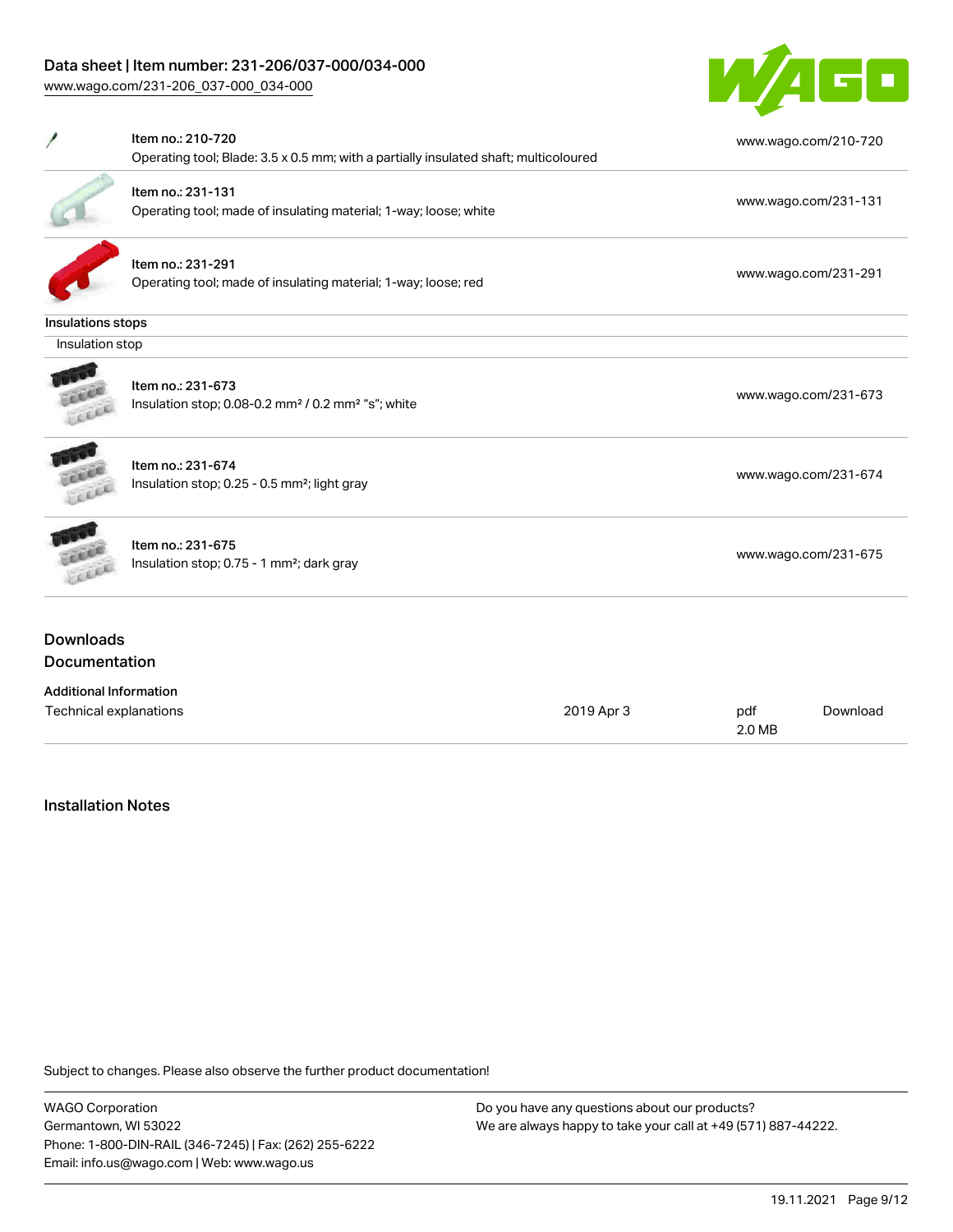| | | |
|---|---|---|
| | Item no.: 210-720<br>Operating tool; Blade: 3.5 x 0.5 mm; with a partially insulated shaft; multicoloured | www.wago.com/210-720 |
| | Item no.: 231-131<br>Operating tool; made of insulating material; 1-way; loose; white | www.wago.com/231-131 |
| | Item no.: 231-291<br>Operating tool; made of insulating material; 1-way; loose; red | www.wago.com/231-291 |

Insulations stops

Insulation stop

| | | |
|---|---|---|
| | Item no.: 231-673<br>Insulation stop; 0.08-0.2 mm² / 0.2 mm² "s"; white | www.wago.com/231-673 |
| | Item no.: 231-674<br>Insulation stop; 0.25 - 0.5 mm²; light gray | www.wago.com/231-674 |
| | Item no.: 231-675<br>Insulation stop; 0.75 - 1 mm²; dark gray | www.wago.com/231-675 |

## Downloads

## Documentation

### Additional Information

| | | | |
|---|---|---|---|
| Technical explanations | 2019 Apr 3 | pdf<br>2.0 MB | Download |

## Installation Notes

Subject to changes. Please also observe the further product documentation!

WAGO Corporation
Germantown, WI 53022
Phone: 1-800-DIN-RAIL (346-7245) | Fax: (262) 255-6222
Email: info.us@wago.com | Web: www.wago.us

Do you have any questions about our products?
We are always happy to take your call at +49 (571) 887-44222.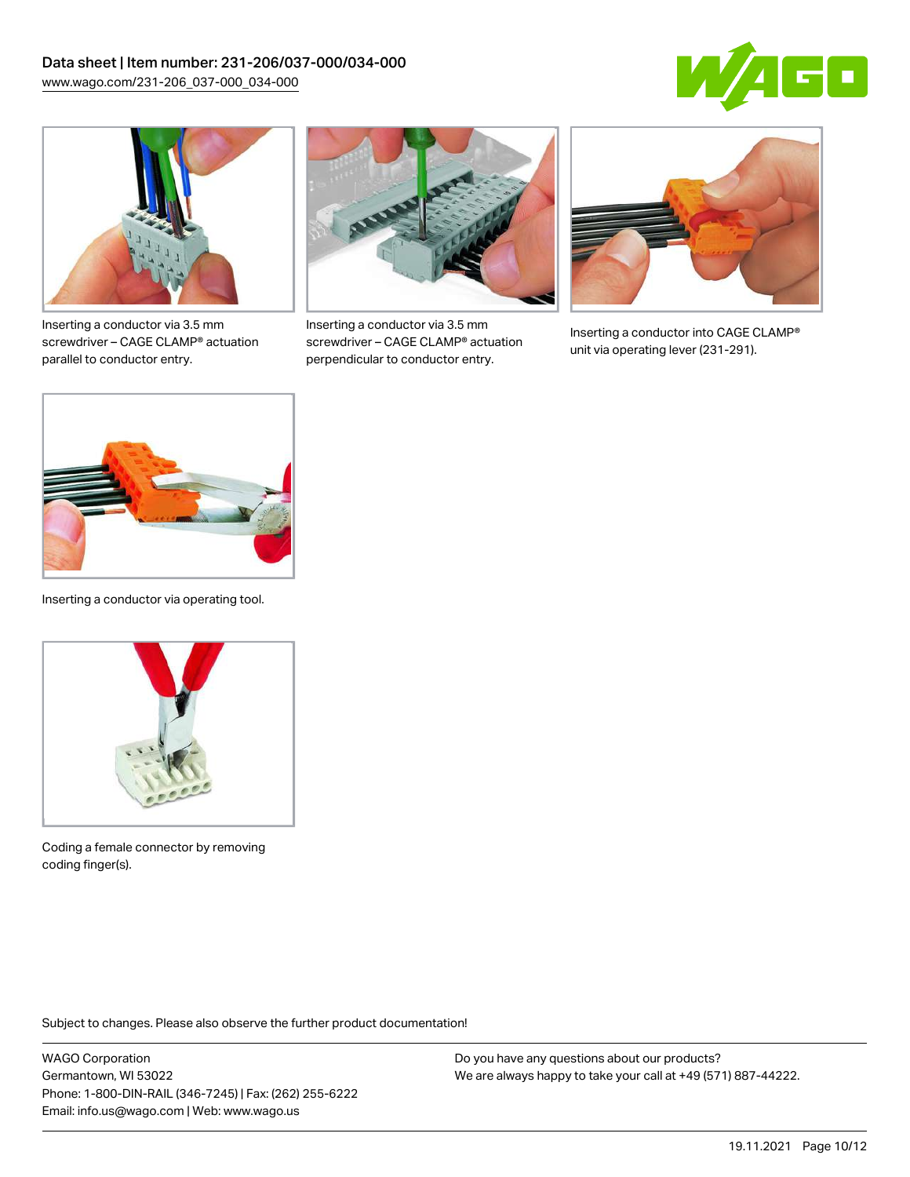Inserting a conductor via 3.5 mm screwdriver – CAGE CLAMP® actuation parallel to conductor entry.

Inserting a conductor via 3.5 mm screwdriver – CAGE CLAMP® actuation perpendicular to conductor entry.

Inserting a conductor into CAGE CLAMP® unit via operating lever (231-291).

Inserting a conductor via operating tool.

Coding a female connector by removing coding finger(s).

Subject to changes. Please also observe the further product documentation!

WAGO Corporation
Germantown, WI 53022
Phone: 1-800-DIN-RAIL (346-7245) | Fax: (262) 255-6222
Email: info.us@wago.com | Web: www.wago.us

Do you have any questions about our products?
We are always happy to take your call at +49 (571) 887-44222.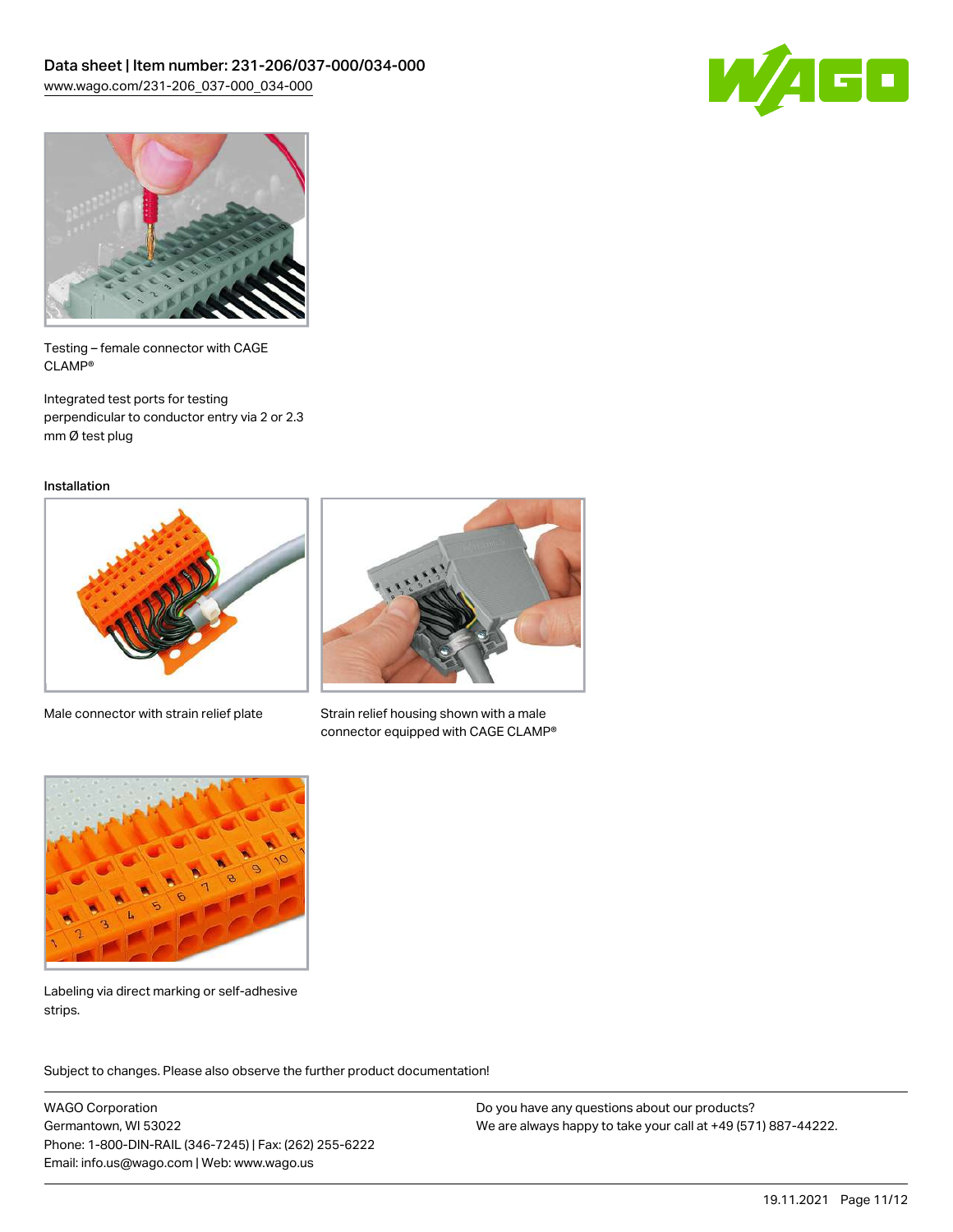Testing – female connector with CAGE CLAMP®

Integrated test ports for testing perpendicular to conductor entry via 2 or 2.3 mm Ø test plug

Installation

Male connector with strain relief plate

Strain relief housing shown with a male connector equipped with CAGE CLAMP®

Labeling via direct marking or self-adhesive strips.

Subject to changes. Please also observe the further product documentation!

WAGO Corporation
Germantown, WI 53022
Phone: 1-800-DIN-RAIL (346-7245) | Fax: (262) 255-6222
Email: info.us@wago.com | Web: www.wago.us

Do you have any questions about our products?
We are always happy to take your call at +49 (571) 887-44222.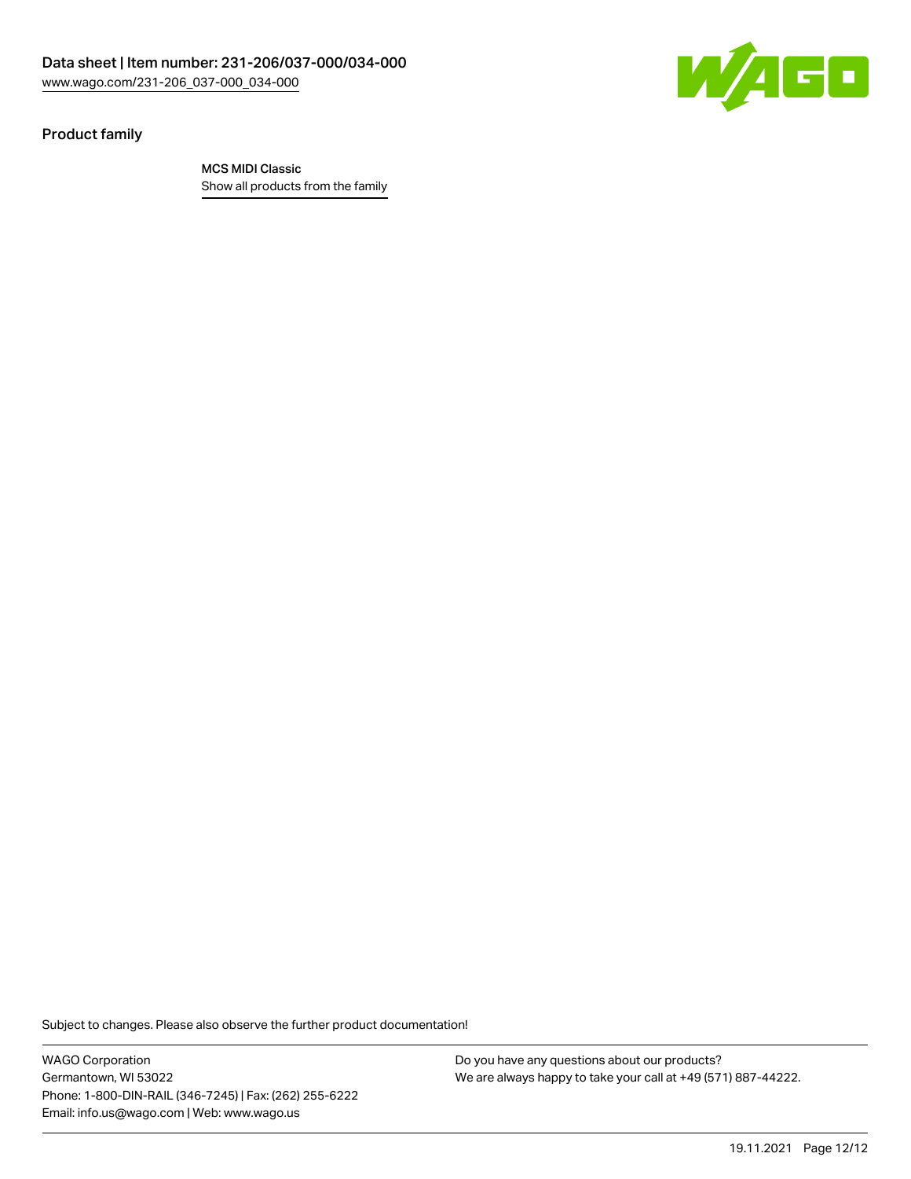Product family

MCS MIDI Classic
Show all products from the family

Subject to changes. Please also observe the further product documentation!

WAGO Corporation
Germantown, WI 53022
Phone: 1-800-DIN-RAIL (346-7245) | Fax: (262) 255-6222
Email: info.us@wago.com | Web: www.wago.us

Do you have any questions about our products?
We are always happy to take your call at +49 (571) 887-44222.